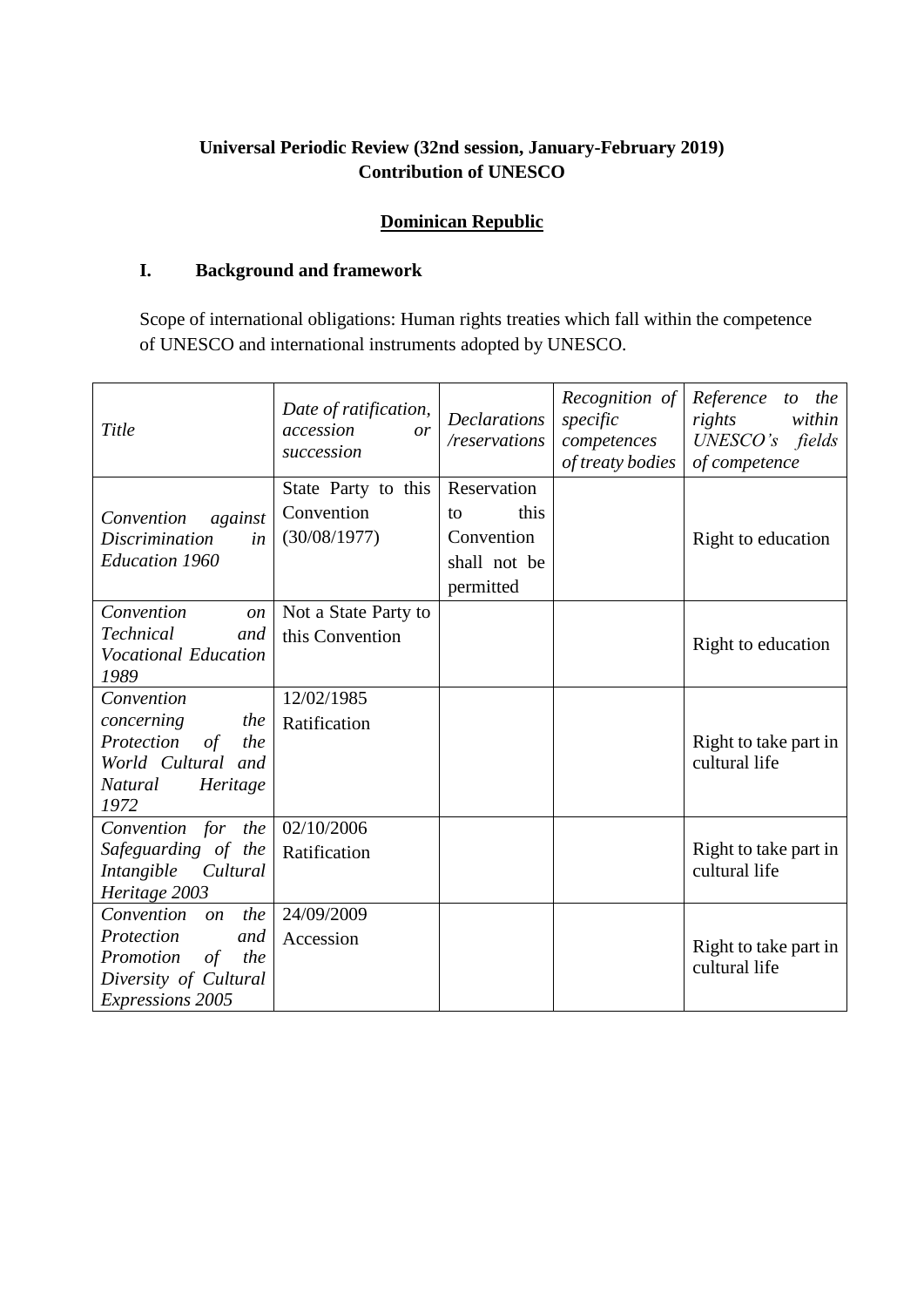**Universal Periodic Review (32nd session, January-February 2019)**
**Contribution of UNESCO**

**Dominican Republic**

## I. Background and framework

Scope of international obligations: Human rights treaties which fall within the competence of UNESCO and international instruments adopted by UNESCO.

| *Title* | *Date of ratification, accession or succession* | *Declarations /reservations* | *Recognition of specific competences of treaty bodies* | *Reference to the rights within UNESCO's fields of competence* |
|---|---|---|---|---|
| *Convention against Discrimination in Education 1960* | State Party to this Convention (30/08/1977) | Reservation to this Convention shall not be permitted | | Right to education |
| *Convention on Technical and Vocational Education 1989* | Not a State Party to this Convention | | | Right to education |
| *Convention concerning the Protection of the World Cultural and Natural Heritage 1972* | 12/02/1985 Ratification | | | Right to take part in cultural life |
| *Convention for the Safeguarding of the Intangible Cultural Heritage 2003* | 02/10/2006 Ratification | | | Right to take part in cultural life |
| *Convention on the Protection and Promotion of the Diversity of Cultural Expressions 2005* | 24/09/2009 Accession | | | Right to take part in cultural life |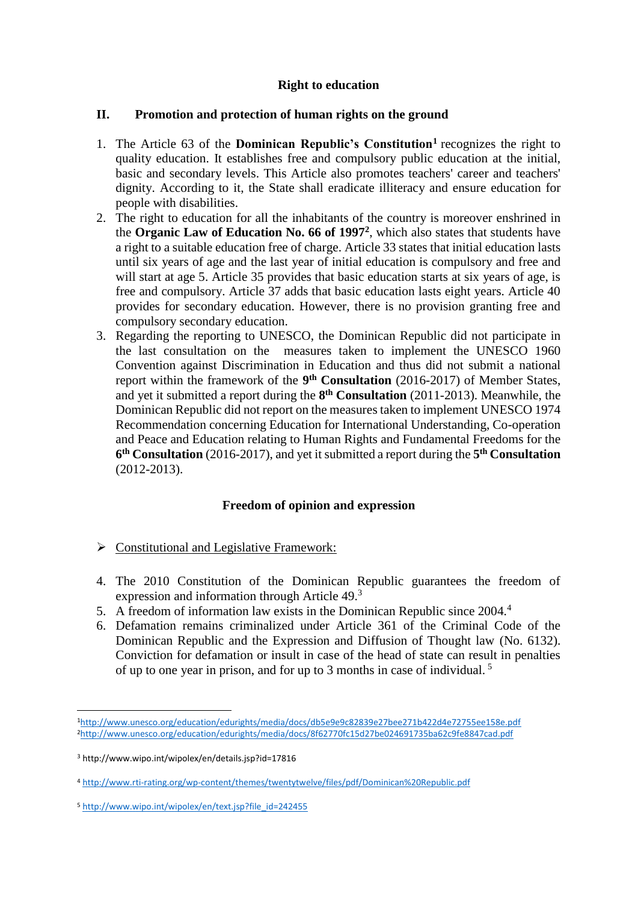**Right to education**

## II. Promotion and protection of human rights on the ground

1. The Article 63 of the **Dominican Republic's Constitution**[1] recognizes the right to quality education. It establishes free and compulsory public education at the initial, basic and secondary levels. This Article also promotes teachers' career and teachers' dignity. According to it, the State shall eradicate illiteracy and ensure education for people with disabilities.
2. The right to education for all the inhabitants of the country is moreover enshrined in the **Organic Law of Education No. 66 of 1997**[2], which also states that students have a right to a suitable education free of charge. Article 33 states that initial education lasts until six years of age and the last year of initial education is compulsory and free and will start at age 5. Article 35 provides that basic education starts at six years of age, is free and compulsory. Article 37 adds that basic education lasts eight years. Article 40 provides for secondary education. However, there is no provision granting free and compulsory secondary education.
3. Regarding the reporting to UNESCO, the Dominican Republic did not participate in the last consultation on the measures taken to implement the UNESCO 1960 Convention against Discrimination in Education and thus did not submit a national report within the framework of the **9th Consultation** (2016-2017) of Member States, and yet it submitted a report during the **8th Consultation** (2011-2013). Meanwhile, the Dominican Republic did not report on the measures taken to implement UNESCO 1974 Recommendation concerning Education for International Understanding, Co-operation and Peace and Education relating to Human Rights and Fundamental Freedoms for the **6th Consultation** (2016-2017), and yet it submitted a report during the **5th Consultation** (2012-2013).

**Freedom of opinion and expression**

- Constitutional and Legislative Framework:

4. The 2010 Constitution of the Dominican Republic guarantees the freedom of expression and information through Article 49.[3]
5. A freedom of information law exists in the Dominican Republic since 2004.[4]
6. Defamation remains criminalized under Article 361 of the Criminal Code of the Dominican Republic and the Expression and Diffusion of Thought law (No. 6132). Conviction for defamation or insult in case of the head of state can result in penalties of up to one year in prison, and for up to 3 months in case of individual.[5]

---

[1] http://www.unesco.org/education/edurights/media/docs/db5e9e9c82839e27bee271b422d4e72755ee158e.pdf

[2] http://www.unesco.org/education/edurights/media/docs/8f62770fc15d27be024691735ba62c9fe8847cad.pdf

[3] http://www.wipo.int/wipolex/en/details.jsp?id=17816

[4] http://www.rti-rating.org/wp-content/themes/twentytwelve/files/pdf/Dominican%20Republic.pdf

[5] http://www.wipo.int/wipolex/en/text.jsp?file_id=242455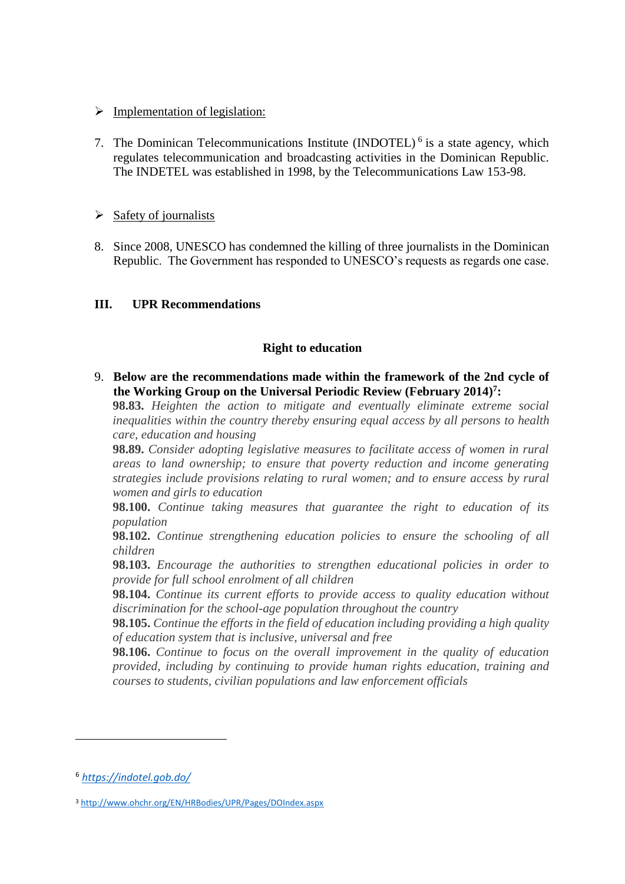- Implementation of legislation:

7. The Dominican Telecommunications Institute (INDOTEL) [6] is a state agency, which regulates telecommunication and broadcasting activities in the Dominican Republic. The INDETEL was established in 1998, by the Telecommunications Law 153-98.

- Safety of journalists

8. Since 2008, UNESCO has condemned the killing of three journalists in the Dominican Republic. The Government has responded to UNESCO's requests as regards one case.

## III. UPR Recommendations

### Right to education

9. **Below are the recommendations made within the framework of the 2nd cycle of the Working Group on the Universal Periodic Review (February 2014)[7]:**
**98.83.** *Heighten the action to mitigate and eventually eliminate extreme social inequalities within the country thereby ensuring equal access by all persons to health care, education and housing*
**98.89.** *Consider adopting legislative measures to facilitate access of women in rural areas to land ownership; to ensure that poverty reduction and income generating strategies include provisions relating to rural women; and to ensure access by rural women and girls to education*
**98.100.** *Continue taking measures that guarantee the right to education of its population*
**98.102.** *Continue strengthening education policies to ensure the schooling of all children*
**98.103.** *Encourage the authorities to strengthen educational policies in order to provide for full school enrolment of all children*
**98.104.** *Continue its current efforts to provide access to quality education without discrimination for the school-age population throughout the country*
**98.105.** *Continue the efforts in the field of education including providing a high quality of education system that is inclusive, universal and free*
**98.106.** *Continue to focus on the overall improvement in the quality of education provided, including by continuing to provide human rights education, training and courses to students, civilian populations and law enforcement officials*

---

[6] *https://indotel.gob.do/*

[3] http://www.ohchr.org/EN/HRBodies/UPR/Pages/DOIndex.aspx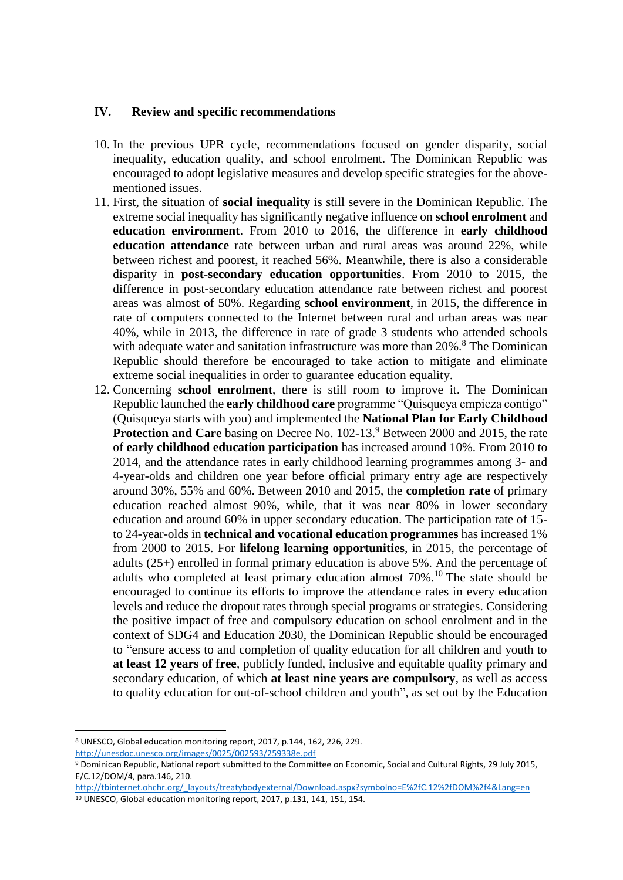## IV. Review and specific recommendations

10. In the previous UPR cycle, recommendations focused on gender disparity, social inequality, education quality, and school enrolment. The Dominican Republic was encouraged to adopt legislative measures and develop specific strategies for the above-mentioned issues.
11. First, the situation of **social inequality** is still severe in the Dominican Republic. The extreme social inequality has significantly negative influence on **school enrolment** and **education environment**. From 2010 to 2016, the difference in **early childhood education attendance** rate between urban and rural areas was around 22%, while between richest and poorest, it reached 56%. Meanwhile, there is also a considerable disparity in **post-secondary education opportunities**. From 2010 to 2015, the difference in post-secondary education attendance rate between richest and poorest areas was almost of 50%. Regarding **school environment**, in 2015, the difference in rate of computers connected to the Internet between rural and urban areas was near 40%, while in 2013, the difference in rate of grade 3 students who attended schools with adequate water and sanitation infrastructure was more than 20%.[8] The Dominican Republic should therefore be encouraged to take action to mitigate and eliminate extreme social inequalities in order to guarantee education equality.
12. Concerning **school enrolment**, there is still room to improve it. The Dominican Republic launched the **early childhood care** programme "Quisqueya empieza contigo" (Quisqueya starts with you) and implemented the **National Plan for Early Childhood Protection and Care** basing on Decree No. 102-13.[9] Between 2000 and 2015, the rate of **early childhood education participation** has increased around 10%. From 2010 to 2014, and the attendance rates in early childhood learning programmes among 3- and 4-year-olds and children one year before official primary entry age are respectively around 30%, 55% and 60%. Between 2010 and 2015, the **completion rate** of primary education reached almost 90%, while, that it was near 80% in lower secondary education and around 60% in upper secondary education. The participation rate of 15- to 24-year-olds in **technical and vocational education programmes** has increased 1% from 2000 to 2015. For **lifelong learning opportunities**, in 2015, the percentage of adults (25+) enrolled in formal primary education is above 5%. And the percentage of adults who completed at least primary education almost 70%.[10] The state should be encouraged to continue its efforts to improve the attendance rates in every education levels and reduce the dropout rates through special programs or strategies. Considering the positive impact of free and compulsory education on school enrolment and in the context of SDG4 and Education 2030, the Dominican Republic should be encouraged to "ensure access to and completion of quality education for all children and youth to **at least 12 years of free**, publicly funded, inclusive and equitable quality primary and secondary education, of which **at least nine years are compulsory**, as well as access to quality education for out-of-school children and youth", as set out by the Education

---

[8] UNESCO, Global education monitoring report, 2017, p.144, 162, 226, 229. http://unesdoc.unesco.org/images/0025/002593/259338e.pdf

[9] Dominican Republic, National report submitted to the Committee on Economic, Social and Cultural Rights, 29 July 2015, E/C.12/DOM/4, para.146, 210. http://tbinternet.ohchr.org/_layouts/treatybodyexternal/Download.aspx?symbolno=E%2fC.12%2fDOM%2f4&Lang=en

[10] UNESCO, Global education monitoring report, 2017, p.131, 141, 151, 154.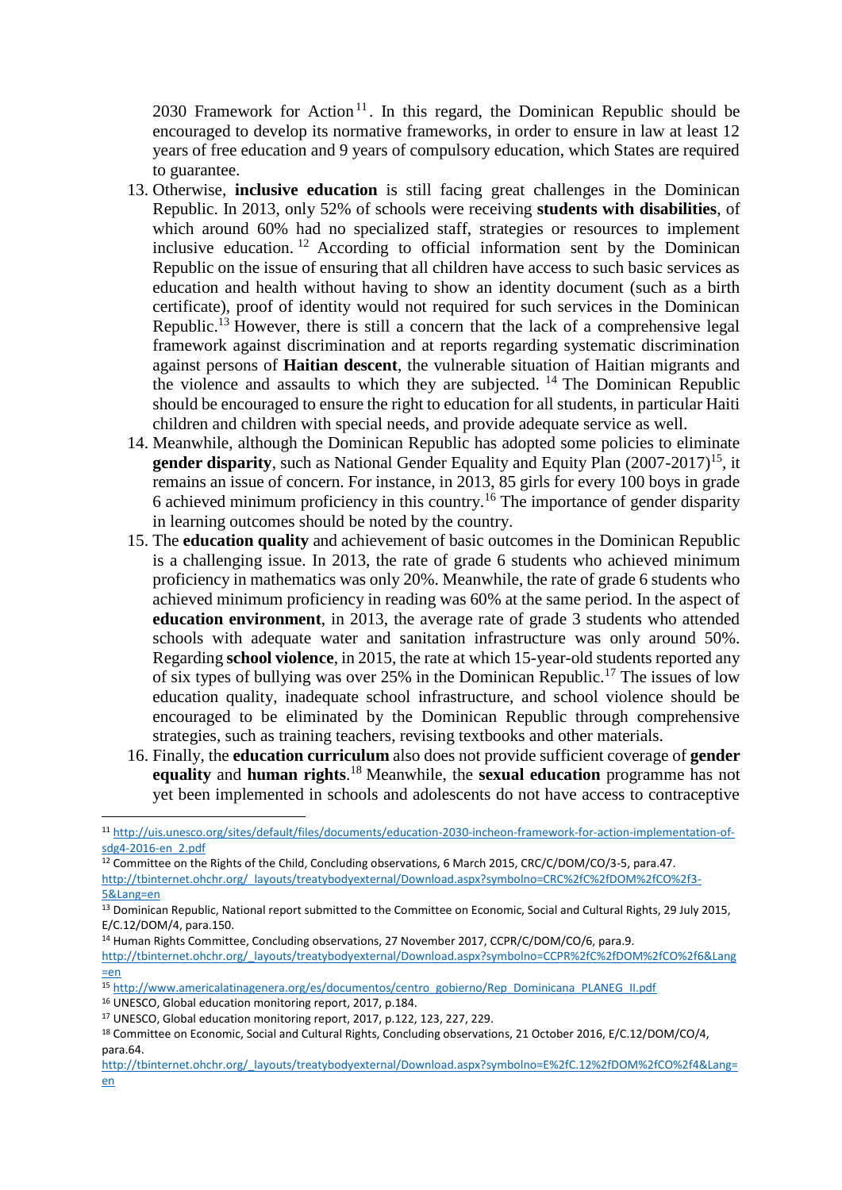2030 Framework for Action[11]. In this regard, the Dominican Republic should be encouraged to develop its normative frameworks, in order to ensure in law at least 12 years of free education and 9 years of compulsory education, which States are required to guarantee.

13. Otherwise, **inclusive education** is still facing great challenges in the Dominican Republic. In 2013, only 52% of schools were receiving **students with disabilities**, of which around 60% had no specialized staff, strategies or resources to implement inclusive education.[12] According to official information sent by the Dominican Republic on the issue of ensuring that all children have access to such basic services as education and health without having to show an identity document (such as a birth certificate), proof of identity would not required for such services in the Dominican Republic.[13] However, there is still a concern that the lack of a comprehensive legal framework against discrimination and at reports regarding systematic discrimination against persons of **Haitian descent**, the vulnerable situation of Haitian migrants and the violence and assaults to which they are subjected.[14] The Dominican Republic should be encouraged to ensure the right to education for all students, in particular Haiti children and children with special needs, and provide adequate service as well.
14. Meanwhile, although the Dominican Republic has adopted some policies to eliminate **gender disparity**, such as National Gender Equality and Equity Plan (2007-2017)[15], it remains an issue of concern. For instance, in 2013, 85 girls for every 100 boys in grade 6 achieved minimum proficiency in this country.[16] The importance of gender disparity in learning outcomes should be noted by the country.
15. The **education quality** and achievement of basic outcomes in the Dominican Republic is a challenging issue. In 2013, the rate of grade 6 students who achieved minimum proficiency in mathematics was only 20%. Meanwhile, the rate of grade 6 students who achieved minimum proficiency in reading was 60% at the same period. In the aspect of **education environment**, in 2013, the average rate of grade 3 students who attended schools with adequate water and sanitation infrastructure was only around 50%. Regarding **school violence**, in 2015, the rate at which 15-year-old students reported any of six types of bullying was over 25% in the Dominican Republic.[17] The issues of low education quality, inadequate school infrastructure, and school violence should be encouraged to be eliminated by the Dominican Republic through comprehensive strategies, such as training teachers, revising textbooks and other materials.
16. Finally, the **education curriculum** also does not provide sufficient coverage of **gender equality** and **human rights**.[18] Meanwhile, the **sexual education** programme has not yet been implemented in schools and adolescents do not have access to contraceptive

---

[11] http://uis.unesco.org/sites/default/files/documents/education-2030-incheon-framework-for-action-implementation-of-sdg4-2016-en_2.pdf

[12] Committee on the Rights of the Child, Concluding observations, 6 March 2015, CRC/C/DOM/CO/3-5, para.47. http://tbinternet.ohchr.org/_layouts/treatybodyexternal/Download.aspx?symbolno=CRC%2fC%2fDOM%2fCO%2f3-5&Lang=en

[13] Dominican Republic, National report submitted to the Committee on Economic, Social and Cultural Rights, 29 July 2015, E/C.12/DOM/4, para.150.

[14] Human Rights Committee, Concluding observations, 27 November 2017, CCPR/C/DOM/CO/6, para.9. http://tbinternet.ohchr.org/_layouts/treatybodyexternal/Download.aspx?symbolno=CCPR%2fC%2fDOM%2fCO%2f6&Lang=en

[15] http://www.americalatinagenera.org/es/documentos/centro_gobierno/Rep_Dominicana_PLANEG_II.pdf

[16] UNESCO, Global education monitoring report, 2017, p.184.

[17] UNESCO, Global education monitoring report, 2017, p.122, 123, 227, 229.

[18] Committee on Economic, Social and Cultural Rights, Concluding observations, 21 October 2016, E/C.12/DOM/CO/4, para.64. http://tbinternet.ohchr.org/_layouts/treatybodyexternal/Download.aspx?symbolno=E%2fC.12%2fDOM%2fCO%2f4&Lang=en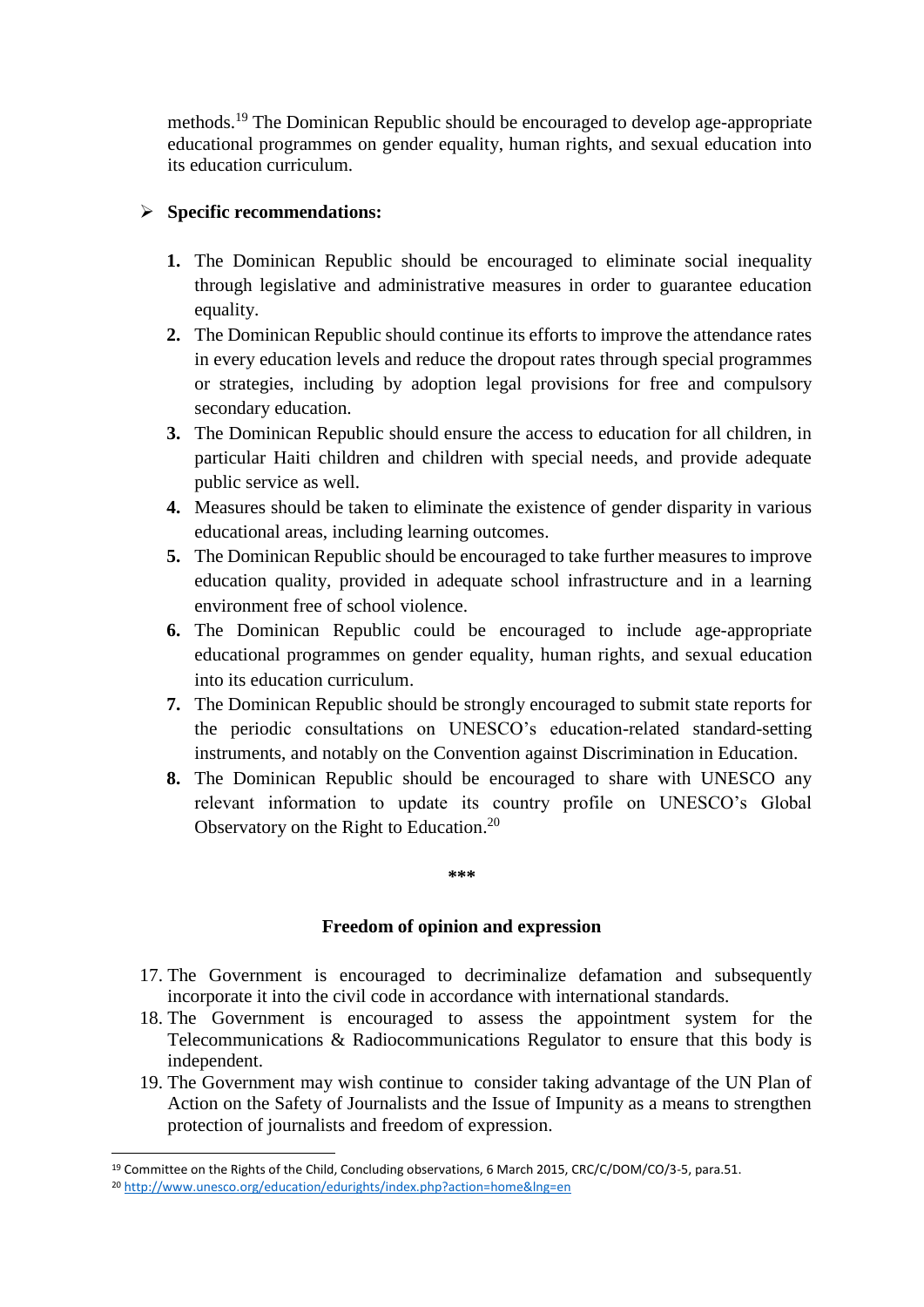methods.[19] The Dominican Republic should be encouraged to develop age-appropriate educational programmes on gender equality, human rights, and sexual education into its education curriculum.

- **Specific recommendations:**

  1. The Dominican Republic should be encouraged to eliminate social inequality through legislative and administrative measures in order to guarantee education equality.
  2. The Dominican Republic should continue its efforts to improve the attendance rates in every education levels and reduce the dropout rates through special programmes or strategies, including by adoption legal provisions for free and compulsory secondary education.
  3. The Dominican Republic should ensure the access to education for all children, in particular Haiti children and children with special needs, and provide adequate public service as well.
  4. Measures should be taken to eliminate the existence of gender disparity in various educational areas, including learning outcomes.
  5. The Dominican Republic should be encouraged to take further measures to improve education quality, provided in adequate school infrastructure and in a learning environment free of school violence.
  6. The Dominican Republic could be encouraged to include age-appropriate educational programmes on gender equality, human rights, and sexual education into its education curriculum.
  7. The Dominican Republic should be strongly encouraged to submit state reports for the periodic consultations on UNESCO's education-related standard-setting instruments, and notably on the Convention against Discrimination in Education.
  8. The Dominican Republic should be encouraged to share with UNESCO any relevant information to update its country profile on UNESCO's Global Observatory on the Right to Education.[20]

\*\*\*

### Freedom of opinion and expression

17. The Government is encouraged to decriminalize defamation and subsequently incorporate it into the civil code in accordance with international standards.
18. The Government is encouraged to assess the appointment system for the Telecommunications & Radiocommunications Regulator to ensure that this body is independent.
19. The Government may wish continue to consider taking advantage of the UN Plan of Action on the Safety of Journalists and the Issue of Impunity as a means to strengthen protection of journalists and freedom of expression.

---

[19] Committee on the Rights of the Child, Concluding observations, 6 March 2015, CRC/C/DOM/CO/3-5, para.51.

[20] http://www.unesco.org/education/edurights/index.php?action=home&lng=en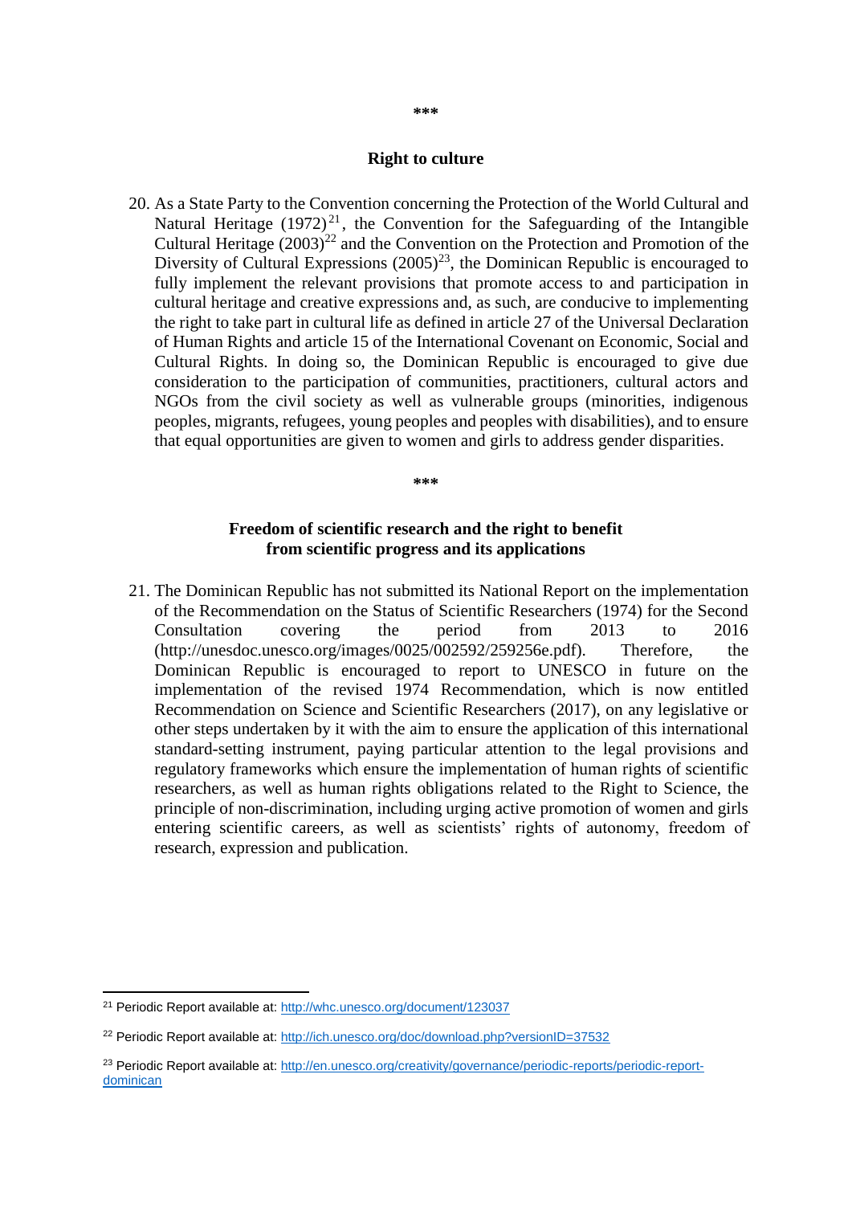***

## Right to culture

20. As a State Party to the Convention concerning the Protection of the World Cultural and Natural Heritage (1972)[21], the Convention for the Safeguarding of the Intangible Cultural Heritage (2003)[22] and the Convention on the Protection and Promotion of the Diversity of Cultural Expressions (2005)[23], the Dominican Republic is encouraged to fully implement the relevant provisions that promote access to and participation in cultural heritage and creative expressions and, as such, are conducive to implementing the right to take part in cultural life as defined in article 27 of the Universal Declaration of Human Rights and article 15 of the International Covenant on Economic, Social and Cultural Rights. In doing so, the Dominican Republic is encouraged to give due consideration to the participation of communities, practitioners, cultural actors and NGOs from the civil society as well as vulnerable groups (minorities, indigenous peoples, migrants, refugees, young peoples and peoples with disabilities), and to ensure that equal opportunities are given to women and girls to address gender disparities.

***

## Freedom of scientific research and the right to benefit from scientific progress and its applications

21. The Dominican Republic has not submitted its National Report on the implementation of the Recommendation on the Status of Scientific Researchers (1974) for the Second Consultation covering the period from 2013 to 2016 (http://unesdoc.unesco.org/images/0025/002592/259256e.pdf). Therefore, the Dominican Republic is encouraged to report to UNESCO in future on the implementation of the revised 1974 Recommendation, which is now entitled Recommendation on Science and Scientific Researchers (2017), on any legislative or other steps undertaken by it with the aim to ensure the application of this international standard-setting instrument, paying particular attention to the legal provisions and regulatory frameworks which ensure the implementation of human rights of scientific researchers, as well as human rights obligations related to the Right to Science, the principle of non-discrimination, including urging active promotion of women and girls entering scientific careers, as well as scientists' rights of autonomy, freedom of research, expression and publication.

---

[21] Periodic Report available at: http://whc.unesco.org/document/123037

[22] Periodic Report available at: http://ich.unesco.org/doc/download.php?versionID=37532

[23] Periodic Report available at: http://en.unesco.org/creativity/governance/periodic-reports/periodic-report-dominican